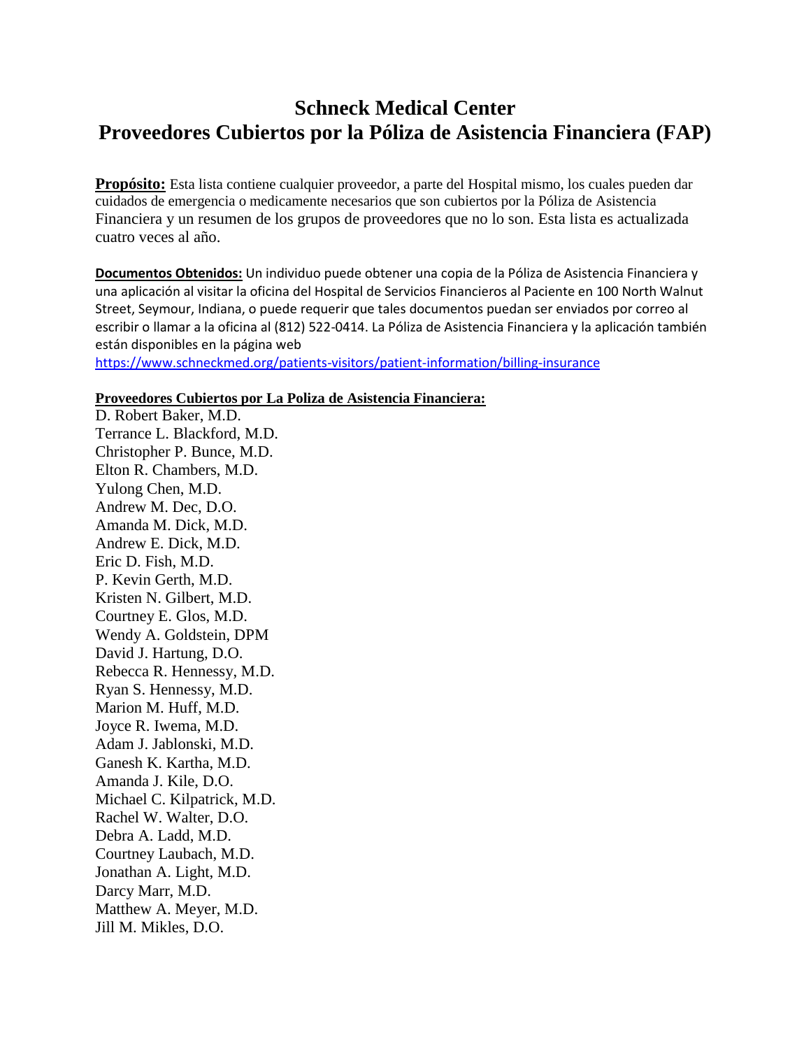# Schneck Medical Center
# Proveedores Cubiertos por la Póliza de Asistencia Financiera (FAP)

**Propósito:** Esta lista contiene cualquier proveedor, a parte del Hospital mismo, los cuales pueden dar cuidados de emergencia o medicamente necesarios que son cubiertos por la Póliza de Asistencia Financiera y un resumen de los grupos de proveedores que no lo son. Esta lista es actualizada cuatro veces al año.

**Documentos Obtenidos:** Un individuo puede obtener una copia de la Póliza de Asistencia Financiera y una aplicación al visitar la oficina del Hospital de Servicios Financieros al Paciente en 100 North Walnut Street, Seymour, Indiana, o puede requerir que tales documentos puedan ser enviados por correo al escribir o llamar a la oficina al (812) 522-0414. La Póliza de Asistencia Financiera y la aplicación también están disponibles en la página web https://www.schneckmed.org/patients-visitors/patient-information/billing-insurance

**Proveedores Cubiertos por La Poliza de Asistencia Financiera:**

D. Robert Baker, M.D.
Terrance L. Blackford, M.D.
Christopher P. Bunce, M.D.
Elton R. Chambers, M.D.
Yulong Chen, M.D.
Andrew M. Dec, D.O.
Amanda M. Dick, M.D.
Andrew E. Dick, M.D.
Eric D. Fish, M.D.
P. Kevin Gerth, M.D.
Kristen N. Gilbert, M.D.
Courtney E. Glos, M.D.
Wendy A. Goldstein, DPM
David J. Hartung, D.O.
Rebecca R. Hennessy, M.D.
Ryan S. Hennessy, M.D.
Marion M. Huff, M.D.
Joyce R. Iwema, M.D.
Adam J. Jablonski, M.D.
Ganesh K. Kartha, M.D.
Amanda J. Kile, D.O.
Michael C. Kilpatrick, M.D.
Rachel W. Walter, D.O.
Debra A. Ladd, M.D.
Courtney Laubach, M.D.
Jonathan A. Light, M.D.
Darcy Marr, M.D.
Matthew A. Meyer, M.D.
Jill M. Mikles, D.O.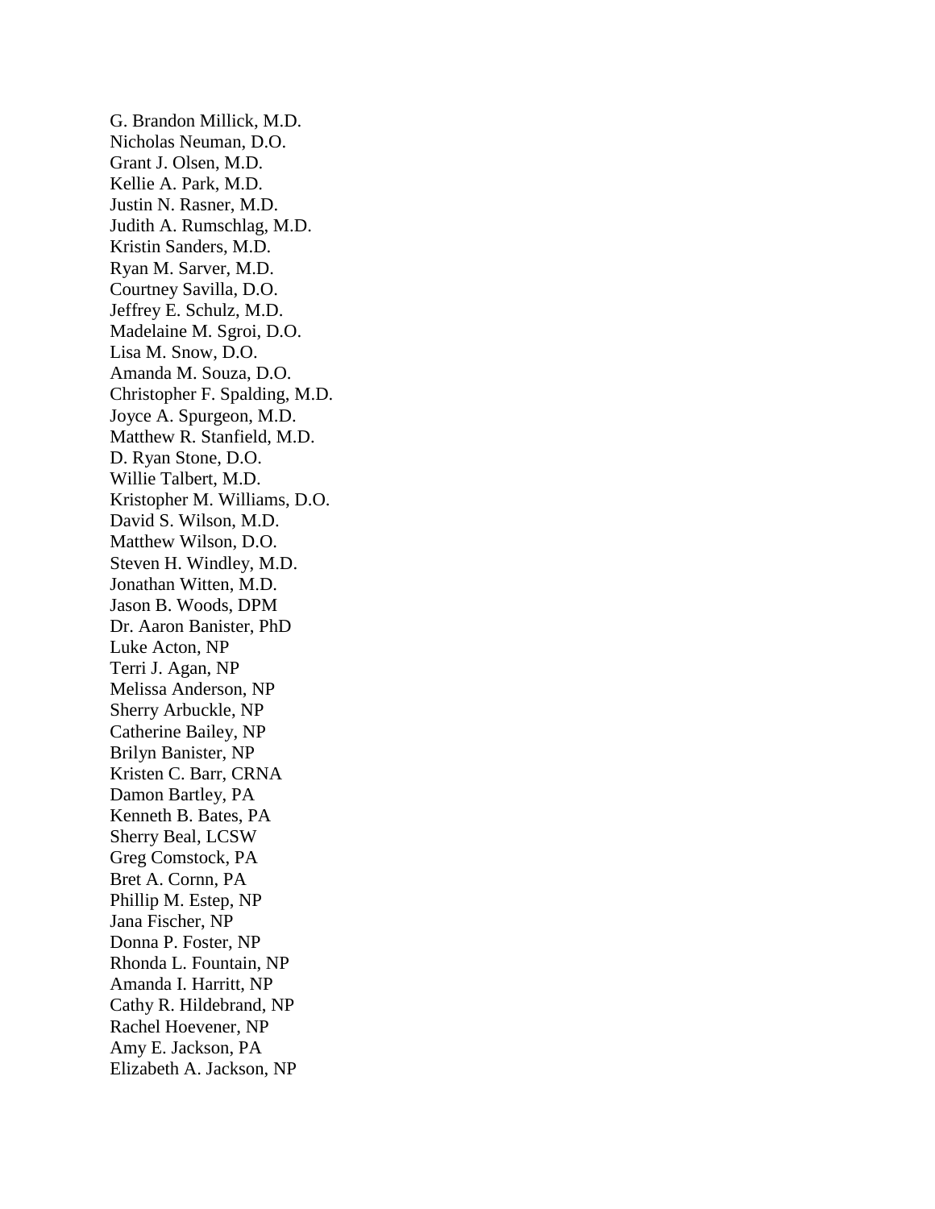G. Brandon Millick, M.D.
Nicholas Neuman, D.O.
Grant J. Olsen, M.D.
Kellie A. Park, M.D.
Justin N. Rasner, M.D.
Judith A. Rumschlag, M.D.
Kristin Sanders, M.D.
Ryan M. Sarver, M.D.
Courtney Savilla, D.O.
Jeffrey E. Schulz, M.D.
Madelaine M. Sgroi, D.O.
Lisa M. Snow, D.O.
Amanda M. Souza, D.O.
Christopher F. Spalding, M.D.
Joyce A. Spurgeon, M.D.
Matthew R. Stanfield, M.D.
D. Ryan Stone, D.O.
Willie Talbert, M.D.
Kristopher M. Williams, D.O.
David S. Wilson, M.D.
Matthew Wilson, D.O.
Steven H. Windley, M.D.
Jonathan Witten, M.D.
Jason B. Woods, DPM
Dr. Aaron Banister, PhD
Luke Acton, NP
Terri J. Agan, NP
Melissa Anderson, NP
Sherry Arbuckle, NP
Catherine Bailey, NP
Brilyn Banister, NP
Kristen C. Barr, CRNA
Damon Bartley, PA
Kenneth B. Bates, PA
Sherry Beal, LCSW
Greg Comstock, PA
Bret A. Cornn, PA
Phillip M. Estep, NP
Jana Fischer, NP
Donna P. Foster, NP
Rhonda L. Fountain, NP
Amanda I. Harritt, NP
Cathy R. Hildebrand, NP
Rachel Hoevener, NP
Amy E. Jackson, PA
Elizabeth A. Jackson, NP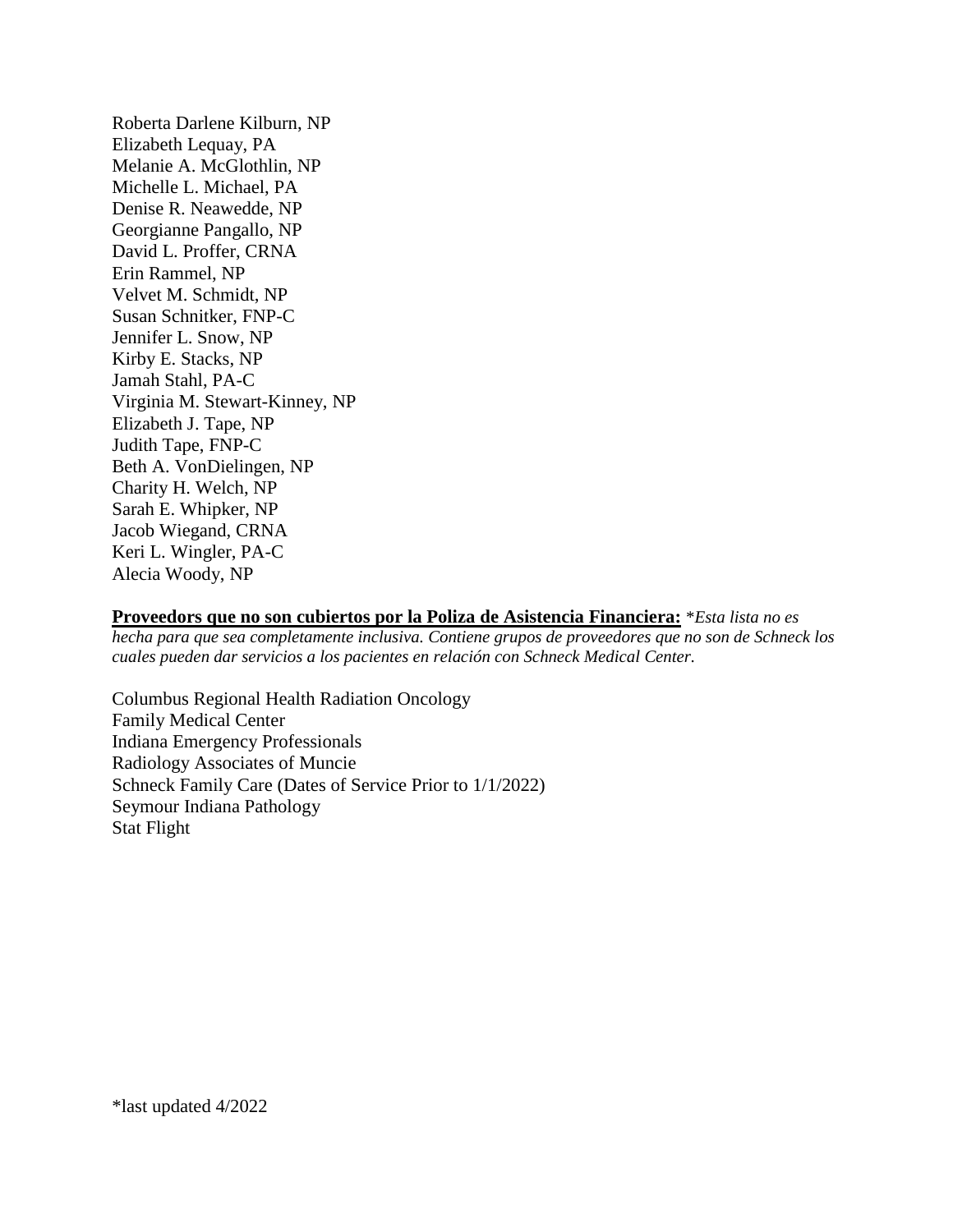Roberta Darlene Kilburn, NP
Elizabeth Lequay, PA
Melanie A. McGlothlin, NP
Michelle L. Michael, PA
Denise R. Neawedde, NP
Georgianne Pangallo, NP
David L. Proffer, CRNA
Erin Rammel, NP
Velvet M. Schmidt, NP
Susan Schnitker, FNP-C
Jennifer L. Snow, NP
Kirby E. Stacks, NP
Jamah Stahl, PA-C
Virginia M. Stewart-Kinney, NP
Elizabeth J. Tape, NP
Judith Tape, FNP-C
Beth A. VonDielingen, NP
Charity H. Welch, NP
Sarah E. Whipker, NP
Jacob Wiegand, CRNA
Keri L. Wingler, PA-C
Alecia Woody, NP

**Proveedors que no son cubiertos por la Poliza de Asistencia Financiera:** \**Esta lista no es hecha para que sea completamente inclusiva. Contiene grupos de proveedores que no son de Schneck los cuales pueden dar servicios a los pacientes en relación con Schneck Medical Center.*

Columbus Regional Health Radiation Oncology
Family Medical Center
Indiana Emergency Professionals
Radiology Associates of Muncie
Schneck Family Care (Dates of Service Prior to 1/1/2022)
Seymour Indiana Pathology
Stat Flight

*last updated 4/2022